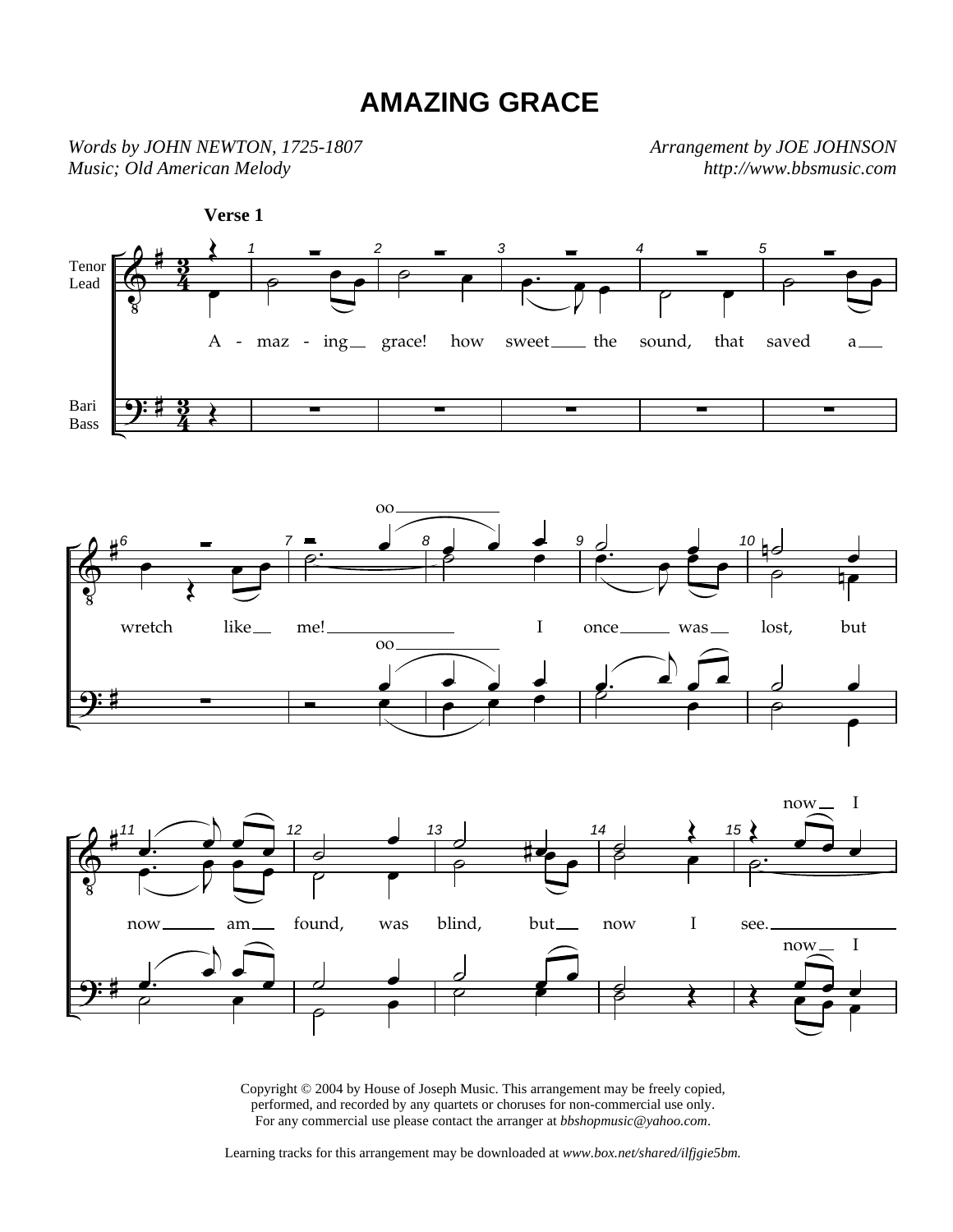# AMAZING GRACE

*Words by JOHN NEWTON, 1725-1807*
*Music; Old American Melody*

*Arrangement by JOE JOHNSON*
*http://www.bbsmusic.com*

**Verse 1**

Tenor
Lead

Bari
Bass

A - maz - ing grace! how sweet the sound, that saved a wretch like me!

oo

I once was lost, but now am found, was blind, but now I see.

now I

Copyright © 2004 by House of Joseph Music. This arrangement may be freely copied, performed, and recorded by any quartets or choruses for non-commercial use only. For any commercial use please contact the arranger at *bbshopmusic@yahoo.com*.

Learning tracks for this arrangement may be downloaded at *www.box.net/shared/ilfjgie5bm*.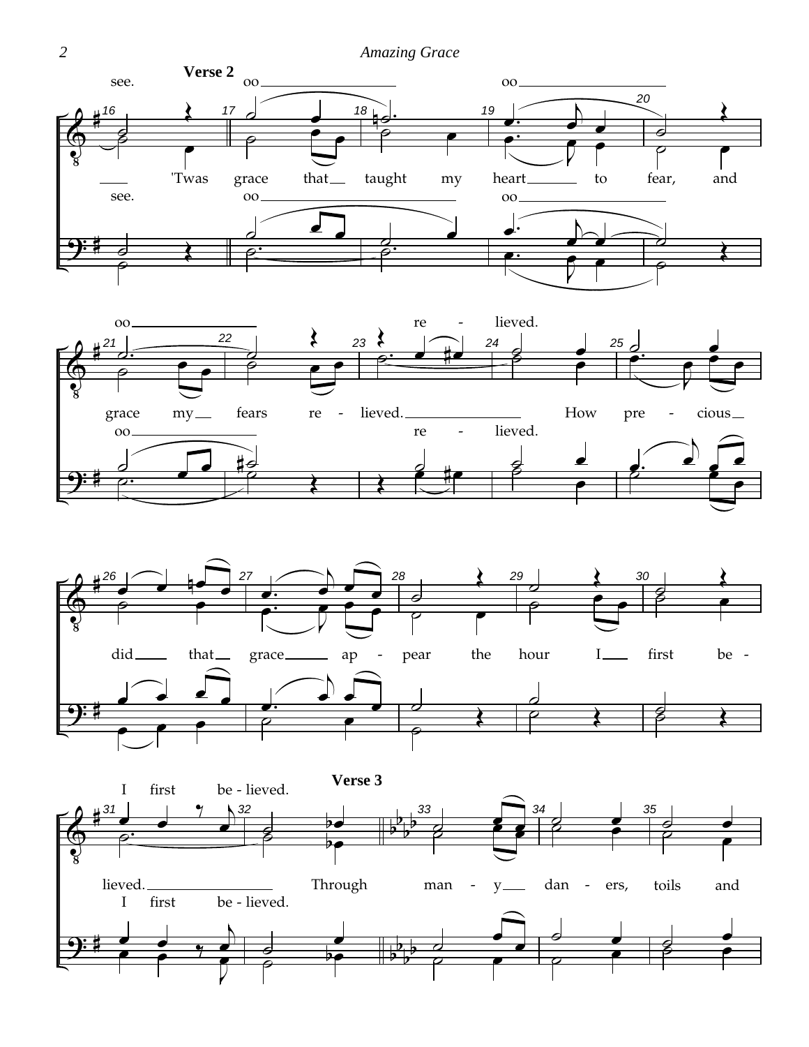**Verse 2**

see. oo oo

'Twas grace that taught my heart to fear, and

see. oo oo

oo re - lieved.

grace my fears re - lieved. How pre - cious

oo re - lieved.

did that grace ap - pear the hour I first be -

I first be - lieved.

lieved. Through

I first be - lieved.

**Verse 3**

man - y dan - ers, toils and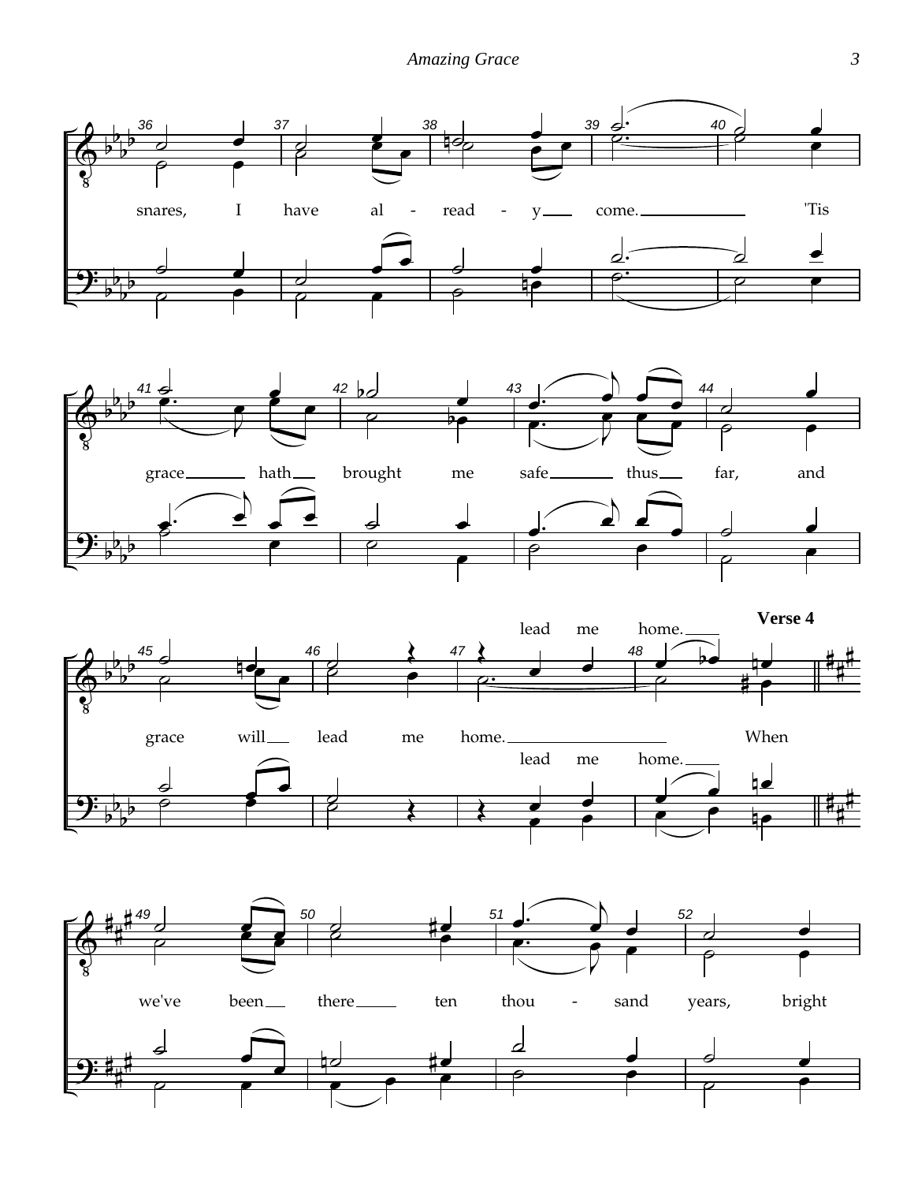snares, I have al - read - y come. 'Tis

grace hath brought me safe thus far, and

grace will lead me home. lead me home. When

**Verse 4**

we've been there ten thou - sand years, bright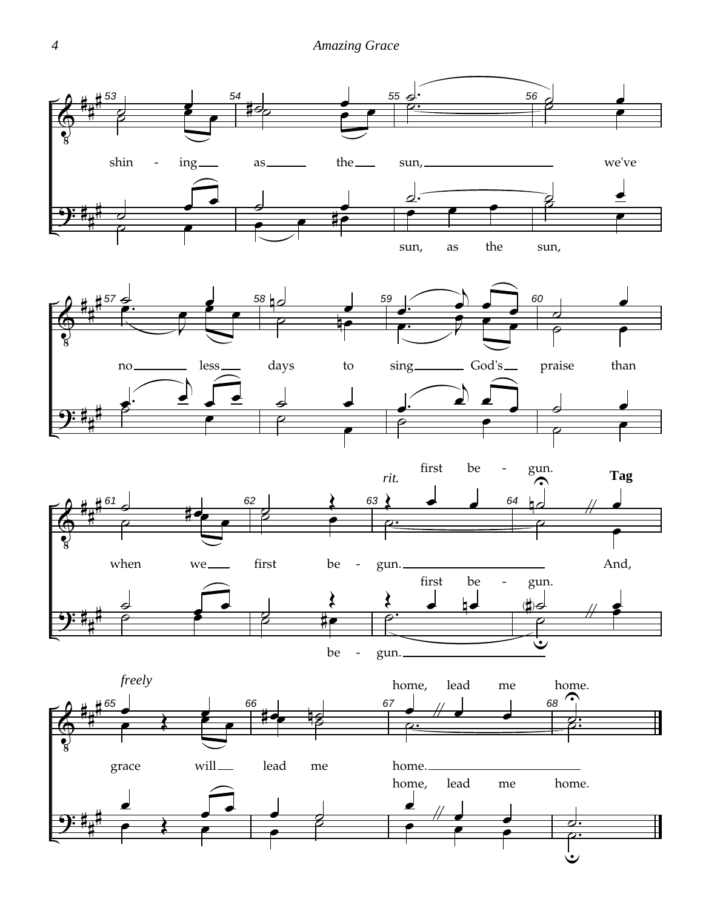shin - ing as the sun, we've

sun, as the sun,

no less days to sing God's praise than

first be - gun.

*rit.*

**Tag**

when we first be - gun. And,

first be - gun.

be - gun.

*freely*

home, lead me home.

grace will lead me home.

home, lead me home.